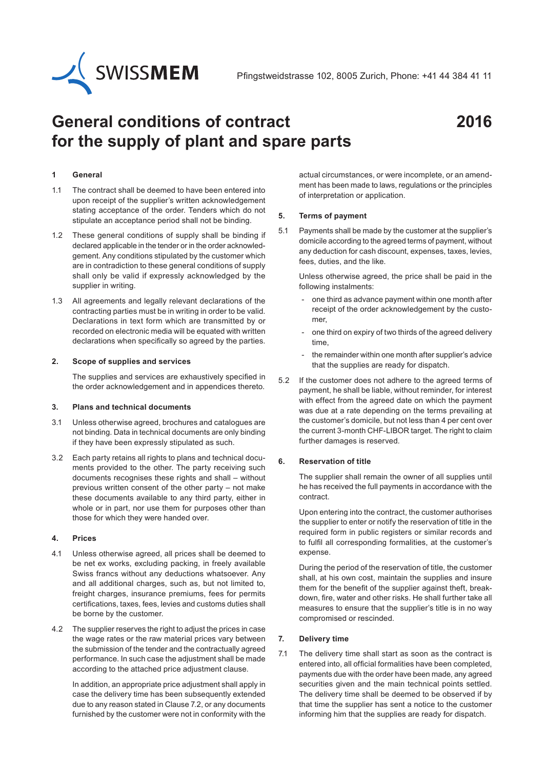SWISSMEM

Pfingstweidstrasse 102, 8005 Zurich, Phone: +41 44 384 41 11

# General conditions of contract for the supply of plant and spare parts 2016

## 1 General

1.1 The contract shall be deemed to have been entered into upon receipt of the supplier's written acknowledgement stating acceptance of the order. Tenders which do not stipulate an acceptance period shall not be binding.

1.2 These general conditions of supply shall be binding if declared applicable in the tender or in the order acknowledgement. Any conditions stipulated by the customer which are in contradiction to these general conditions of supply shall only be valid if expressly acknowledged by the supplier in writing.

1.3 All agreements and legally relevant declarations of the contracting parties must be in writing in order to be valid. Declarations in text form which are transmitted by or recorded on electronic media will be equated with written declarations when specifically so agreed by the parties.

## 2. Scope of supplies and services

The supplies and services are exhaustively specified in the order acknowledgement and in appendices thereto.

## 3. Plans and technical documents

3.1 Unless otherwise agreed, brochures and catalogues are not binding. Data in technical documents are only binding if they have been expressly stipulated as such.

3.2 Each party retains all rights to plans and technical documents provided to the other. The party receiving such documents recognises these rights and shall – without previous written consent of the other party – not make these documents available to any third party, either in whole or in part, nor use them for purposes other than those for which they were handed over.

## 4. Prices

4.1 Unless otherwise agreed, all prices shall be deemed to be net ex works, excluding packing, in freely available Swiss francs without any deductions whatsoever. Any and all additional charges, such as, but not limited to, freight charges, insurance premiums, fees for permits certifications, taxes, fees, levies and customs duties shall be borne by the customer.

4.2 The supplier reserves the right to adjust the prices in case the wage rates or the raw material prices vary between the submission of the tender and the contractually agreed performance. In such case the adjustment shall be made according to the attached price adjustment clause.

In addition, an appropriate price adjustment shall apply in case the delivery time has been subsequently extended due to any reason stated in Clause 7.2, or any documents furnished by the customer were not in conformity with the actual circumstances, or were incomplete, or an amendment has been made to laws, regulations or the principles of interpretation or application.

## 5. Terms of payment

5.1 Payments shall be made by the customer at the supplier's domicile according to the agreed terms of payment, without any deduction for cash discount, expenses, taxes, levies, fees, duties, and the like.

Unless otherwise agreed, the price shall be paid in the following instalments:

- one third as advance payment within one month after receipt of the order acknowledgement by the customer,
- one third on expiry of two thirds of the agreed delivery time,
- the remainder within one month after supplier's advice that the supplies are ready for dispatch.

5.2 If the customer does not adhere to the agreed terms of payment, he shall be liable, without reminder, for interest with effect from the agreed date on which the payment was due at a rate depending on the terms prevailing at the customer's domicile, but not less than 4 per cent over the current 3-month CHF-LIBOR target. The right to claim further damages is reserved.

## 6. Reservation of title

The supplier shall remain the owner of all supplies until he has received the full payments in accordance with the contract.

Upon entering into the contract, the customer authorises the supplier to enter or notify the reservation of title in the required form in public registers or similar records and to fulfil all corresponding formalities, at the customer's expense.

During the period of the reservation of title, the customer shall, at his own cost, maintain the supplies and insure them for the benefit of the supplier against theft, breakdown, fire, water and other risks. He shall further take all measures to ensure that the supplier's title is in no way compromised or rescinded.

## 7. Delivery time

7.1 The delivery time shall start as soon as the contract is entered into, all official formalities have been completed, payments due with the order have been made, any agreed securities given and the main technical points settled. The delivery time shall be deemed to be observed if by that time the supplier has sent a notice to the customer informing him that the supplies are ready for dispatch.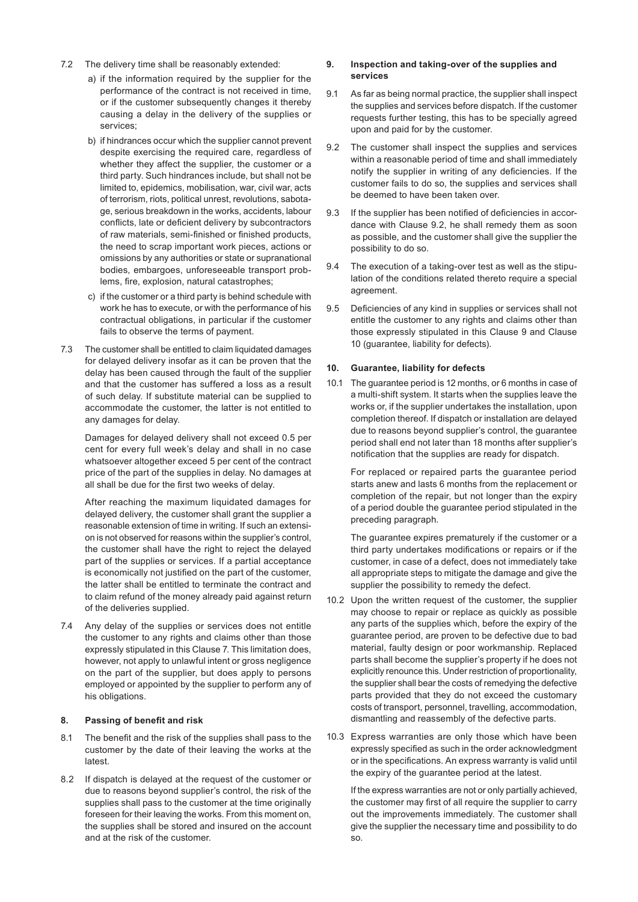7.2 The delivery time shall be reasonably extended:

a) if the information required by the supplier for the performance of the contract is not received in time, or if the customer subsequently changes it thereby causing a delay in the delivery of the supplies or services;

b) if hindrances occur which the supplier cannot prevent despite exercising the required care, regardless of whether they affect the supplier, the customer or a third party. Such hindrances include, but shall not be limited to, epidemics, mobilisation, war, civil war, acts of terrorism, riots, political unrest, revolutions, sabotage, serious breakdown in the works, accidents, labour conflicts, late or deficient delivery by subcontractors of raw materials, semi-finished or finished products, the need to scrap important work pieces, actions or omissions by any authorities or state or supranational bodies, embargoes, unforeseeable transport problems, fire, explosion, natural catastrophes;

c) if the customer or a third party is behind schedule with work he has to execute, or with the performance of his contractual obligations, in particular if the customer fails to observe the terms of payment.

7.3 The customer shall be entitled to claim liquidated damages for delayed delivery insofar as it can be proven that the delay has been caused through the fault of the supplier and that the customer has suffered a loss as a result of such delay. If substitute material can be supplied to accommodate the customer, the latter is not entitled to any damages for delay.

Damages for delayed delivery shall not exceed 0.5 per cent for every full week's delay and shall in no case whatsoever altogether exceed 5 per cent of the contract price of the part of the supplies in delay. No damages at all shall be due for the first two weeks of delay.

After reaching the maximum liquidated damages for delayed delivery, the customer shall grant the supplier a reasonable extension of time in writing. If such an extension is not observed for reasons within the supplier's control, the customer shall have the right to reject the delayed part of the supplies or services. If a partial acceptance is economically not justified on the part of the customer, the latter shall be entitled to terminate the contract and to claim refund of the money already paid against return of the deliveries supplied.

7.4 Any delay of the supplies or services does not entitle the customer to any rights and claims other than those expressly stipulated in this Clause 7. This limitation does, however, not apply to unlawful intent or gross negligence on the part of the supplier, but does apply to persons employed or appointed by the supplier to perform any of his obligations.

## 8. Passing of benefit and risk

8.1 The benefit and the risk of the supplies shall pass to the customer by the date of their leaving the works at the latest.

8.2 If dispatch is delayed at the request of the customer or due to reasons beyond supplier's control, the risk of the supplies shall pass to the customer at the time originally foreseen for their leaving the works. From this moment on, the supplies shall be stored and insured on the account and at the risk of the customer.

## 9. Inspection and taking-over of the supplies and services

9.1 As far as being normal practice, the supplier shall inspect the supplies and services before dispatch. If the customer requests further testing, this has to be specially agreed upon and paid for by the customer.

9.2 The customer shall inspect the supplies and services within a reasonable period of time and shall immediately notify the supplier in writing of any deficiencies. If the customer fails to do so, the supplies and services shall be deemed to have been taken over.

9.3 If the supplier has been notified of deficiencies in accordance with Clause 9.2, he shall remedy them as soon as possible, and the customer shall give the supplier the possibility to do so.

9.4 The execution of a taking-over test as well as the stipulation of the conditions related thereto require a special agreement.

9.5 Deficiencies of any kind in supplies or services shall not entitle the customer to any rights and claims other than those expressly stipulated in this Clause 9 and Clause 10 (guarantee, liability for defects).

## 10. Guarantee, liability for defects

10.1 The guarantee period is 12 months, or 6 months in case of a multi-shift system. It starts when the supplies leave the works or, if the supplier undertakes the installation, upon completion thereof. If dispatch or installation are delayed due to reasons beyond supplier's control, the guarantee period shall end not later than 18 months after supplier's notification that the supplies are ready for dispatch.

For replaced or repaired parts the guarantee period starts anew and lasts 6 months from the replacement or completion of the repair, but not longer than the expiry of a period double the guarantee period stipulated in the preceding paragraph.

The guarantee expires prematurely if the customer or a third party undertakes modifications or repairs or if the customer, in case of a defect, does not immediately take all appropriate steps to mitigate the damage and give the supplier the possibility to remedy the defect.

10.2 Upon the written request of the customer, the supplier may choose to repair or replace as quickly as possible any parts of the supplies which, before the expiry of the guarantee period, are proven to be defective due to bad material, faulty design or poor workmanship. Replaced parts shall become the supplier's property if he does not explicitly renounce this. Under restriction of proportionality, the supplier shall bear the costs of remedying the defective parts provided that they do not exceed the customary costs of transport, personnel, travelling, accommodation, dismantling and reassembly of the defective parts.

10.3 Express warranties are only those which have been expressly specified as such in the order acknowledgment or in the specifications. An express warranty is valid until the expiry of the guarantee period at the latest.

If the express warranties are not or only partially achieved, the customer may first of all require the supplier to carry out the improvements immediately. The customer shall give the supplier the necessary time and possibility to do so.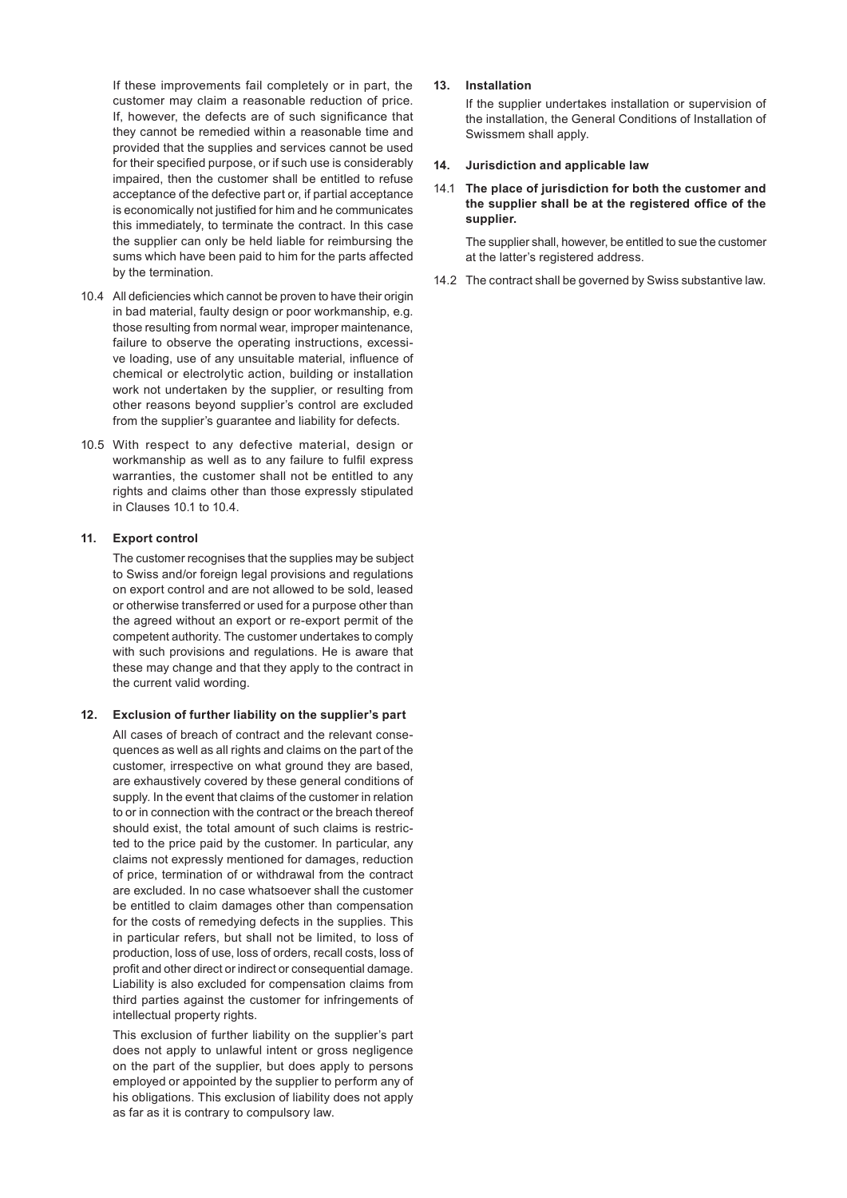If these improvements fail completely or in part, the customer may claim a reasonable reduction of price. If, however, the defects are of such significance that they cannot be remedied within a reasonable time and provided that the supplies and services cannot be used for their specified purpose, or if such use is considerably impaired, then the customer shall be entitled to refuse acceptance of the defective part or, if partial acceptance is economically not justified for him and he communicates this immediately, to terminate the contract. In this case the supplier can only be held liable for reimbursing the sums which have been paid to him for the parts affected by the termination.

10.4 All deficiencies which cannot be proven to have their origin in bad material, faulty design or poor workmanship, e.g. those resulting from normal wear, improper maintenance, failure to observe the operating instructions, excessive loading, use of any unsuitable material, influence of chemical or electrolytic action, building or installation work not undertaken by the supplier, or resulting from other reasons beyond supplier's control are excluded from the supplier's guarantee and liability for defects.

10.5 With respect to any defective material, design or workmanship as well as to any failure to fulfil express warranties, the customer shall not be entitled to any rights and claims other than those expressly stipulated in Clauses 10.1 to 10.4.

## 11. Export control

The customer recognises that the supplies may be subject to Swiss and/or foreign legal provisions and regulations on export control and are not allowed to be sold, leased or otherwise transferred or used for a purpose other than the agreed without an export or re-export permit of the competent authority. The customer undertakes to comply with such provisions and regulations. He is aware that these may change and that they apply to the contract in the current valid wording.

## 12. Exclusion of further liability on the supplier's part

All cases of breach of contract and the relevant consequences as well as all rights and claims on the part of the customer, irrespective on what ground they are based, are exhaustively covered by these general conditions of supply. In the event that claims of the customer in relation to or in connection with the contract or the breach thereof should exist, the total amount of such claims is restricted to the price paid by the customer. In particular, any claims not expressly mentioned for damages, reduction of price, termination of or withdrawal from the contract are excluded. In no case whatsoever shall the customer be entitled to claim damages other than compensation for the costs of remedying defects in the supplies. This in particular refers, but shall not be limited, to loss of production, loss of use, loss of orders, recall costs, loss of profit and other direct or indirect or consequential damage. Liability is also excluded for compensation claims from third parties against the customer for infringements of intellectual property rights.

This exclusion of further liability on the supplier's part does not apply to unlawful intent or gross negligence on the part of the supplier, but does apply to persons employed or appointed by the supplier to perform any of his obligations. This exclusion of liability does not apply as far as it is contrary to compulsory law.

## 13. Installation

If the supplier undertakes installation or supervision of the installation, the General Conditions of Installation of Swissmem shall apply.

## 14. Jurisdiction and applicable law

14.1 **The place of jurisdiction for both the customer and the supplier shall be at the registered office of the supplier.**

The supplier shall, however, be entitled to sue the customer at the latter's registered address.

14.2 The contract shall be governed by Swiss substantive law.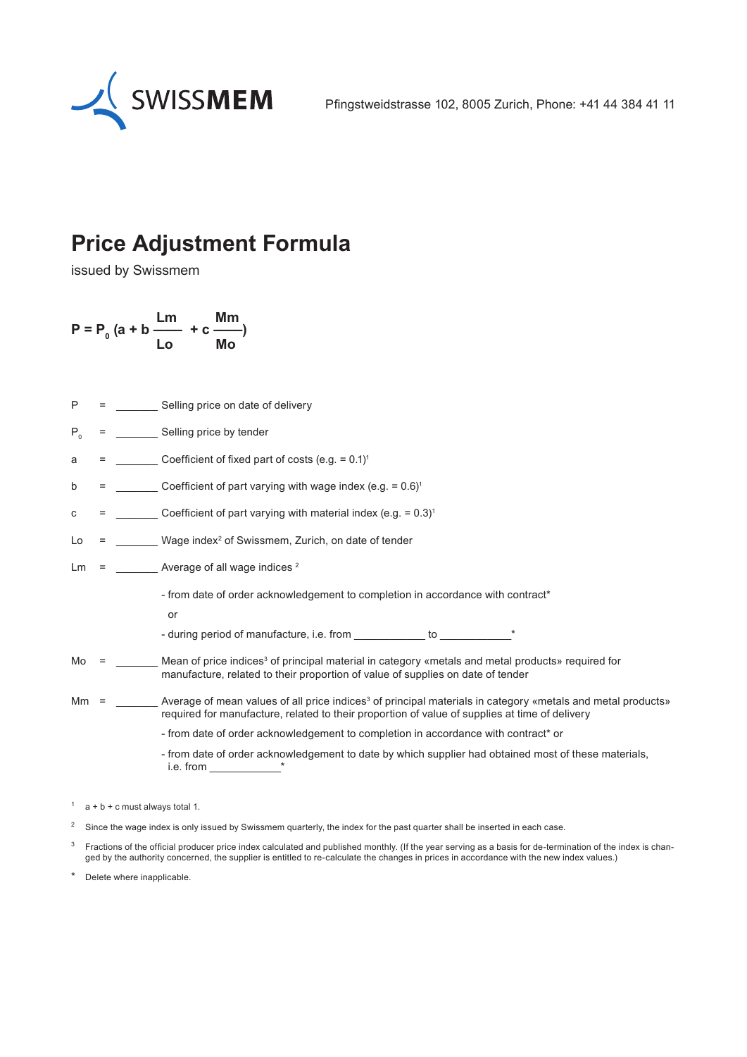SWISSMEM

Pfingstweidstrasse 102, 8005 Zurich, Phone: +41 44 384 41 11

# Price Adjustment Formula

issued by Swissmem

$$P = P_0 \left(a + b \frac{Lm}{Lo} + c \frac{Mm}{Mo}\right)$$

$P$ = _______ Selling price on date of delivery

$P_0$ = _______ Selling price by tender

$a$ = _______ Coefficient of fixed part of costs (e.g. = 0.1)[1]

$b$ = _______ Coefficient of part varying with wage index (e.g. = 0.6)[1]

$c$ = _______ Coefficient of part varying with material index (e.g. = 0.3)[1]

$Lo$ = _______ Wage index[2] of Swissmem, Zurich, on date of tender

$Lm$ = _______ Average of all wage indices [2]

- from date of order acknowledgement to completion in accordance with contract*

  or

- during period of manufacture, i.e. from ____________ to ____________*

$Mo$ = _______ Mean of price indices[3] of principal material in category «metals and metal products» required for manufacture, related to their proportion of value of supplies on date of tender

$Mm$ = _______ Average of mean values of all price indices[3] of principal materials in category «metals and metal products» required for manufacture, related to their proportion of value of supplies at time of delivery

- from date of order acknowledgement to completion in accordance with contract* or
- from date of order acknowledgement to date by which supplier had obtained most of these materials, i.e. from ____________*

[1] a + b + c must always total 1.

[2] Since the wage index is only issued by Swissmem quarterly, the index for the past quarter shall be inserted in each case.

[3] Fractions of the official producer price index calculated and published monthly. (If the year serving as a basis for de-termination of the index is changed by the authority concerned, the supplier is entitled to re-calculate the changes in prices in accordance with the new index values.)

\* Delete where inapplicable.